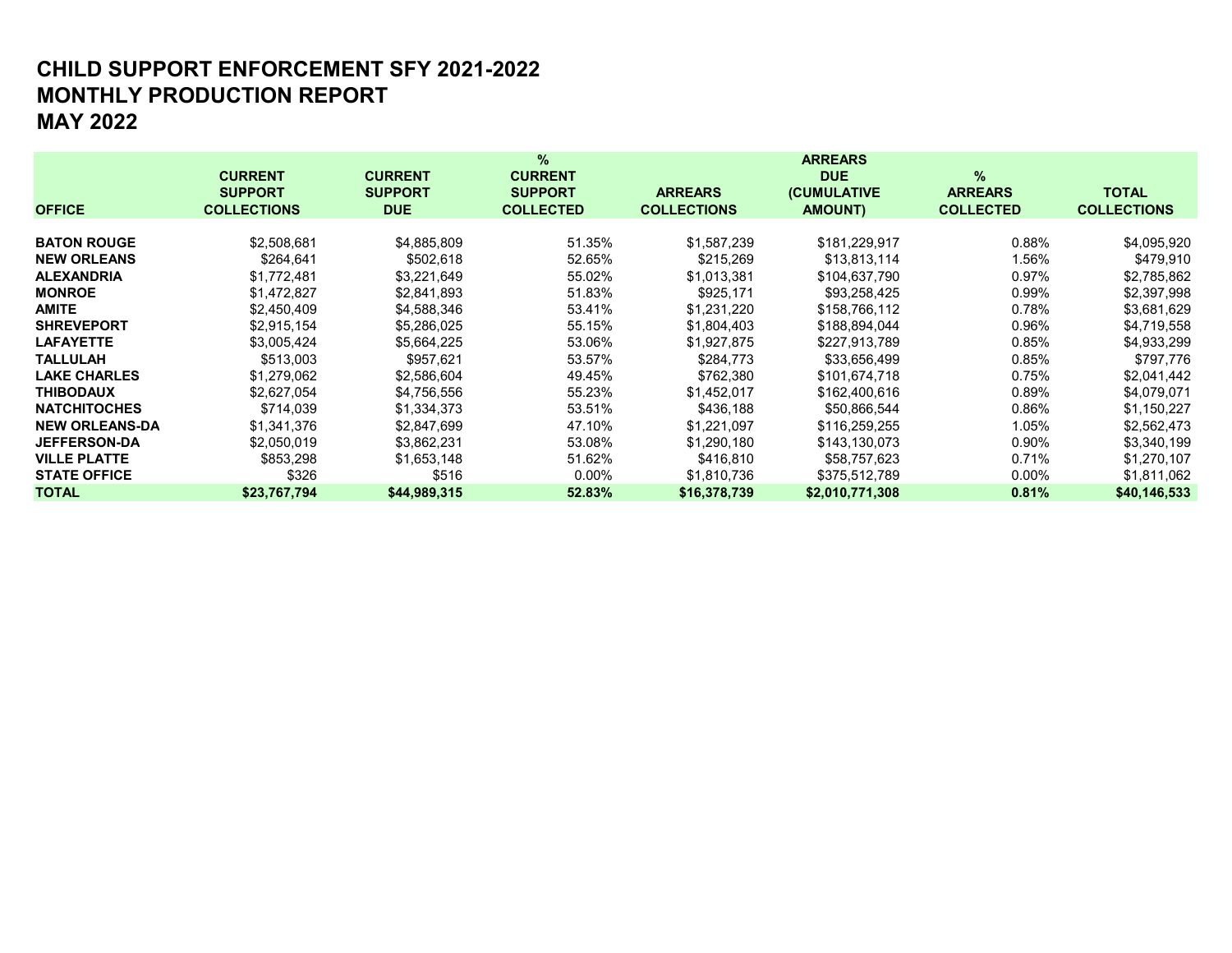# CHILD SUPPORT ENFORCEMENT SFY 2021-2022
# MONTHLY PRODUCTION REPORT
# MAY 2022

| OFFICE | CURRENT SUPPORT COLLECTIONS | CURRENT SUPPORT DUE | % CURRENT SUPPORT COLLECTED | ARREARS COLLECTIONS | ARREARS DUE (CUMULATIVE AMOUNT) | % ARREARS COLLECTED | TOTAL COLLECTIONS |
|---|---|---|---|---|---|---|---|
| **BATON ROUGE** | $2,508,681 | $4,885,809 | 51.35% | $1,587,239 | $181,229,917 | 0.88% | $4,095,920 |
| **NEW ORLEANS** | $264,641 | $502,618 | 52.65% | $215,269 | $13,813,114 | 1.56% | $479,910 |
| **ALEXANDRIA** | $1,772,481 | $3,221,649 | 55.02% | $1,013,381 | $104,637,790 | 0.97% | $2,785,862 |
| **MONROE** | $1,472,827 | $2,841,893 | 51.83% | $925,171 | $93,258,425 | 0.99% | $2,397,998 |
| **AMITE** | $2,450,409 | $4,588,346 | 53.41% | $1,231,220 | $158,766,112 | 0.78% | $3,681,629 |
| **SHREVEPORT** | $2,915,154 | $5,286,025 | 55.15% | $1,804,403 | $188,894,044 | 0.96% | $4,719,558 |
| **LAFAYETTE** | $3,005,424 | $5,664,225 | 53.06% | $1,927,875 | $227,913,789 | 0.85% | $4,933,299 |
| **TALLULAH** | $513,003 | $957,621 | 53.57% | $284,773 | $33,656,499 | 0.85% | $797,776 |
| **LAKE CHARLES** | $1,279,062 | $2,586,604 | 49.45% | $762,380 | $101,674,718 | 0.75% | $2,041,442 |
| **THIBODAUX** | $2,627,054 | $4,756,556 | 55.23% | $1,452,017 | $162,400,616 | 0.89% | $4,079,071 |
| **NATCHITOCHES** | $714,039 | $1,334,373 | 53.51% | $436,188 | $50,866,544 | 0.86% | $1,150,227 |
| **NEW ORLEANS-DA** | $1,341,376 | $2,847,699 | 47.10% | $1,221,097 | $116,259,255 | 1.05% | $2,562,473 |
| **JEFFERSON-DA** | $2,050,019 | $3,862,231 | 53.08% | $1,290,180 | $143,130,073 | 0.90% | $3,340,199 |
| **VILLE PLATTE** | $853,298 | $1,653,148 | 51.62% | $416,810 | $58,757,623 | 0.71% | $1,270,107 |
| **STATE OFFICE** | $326 | $516 | 0.00% | $1,810,736 | $375,512,789 | 0.00% | $1,811,062 |
| **TOTAL** | **$23,767,794** | **$44,989,315** | **52.83%** | **$16,378,739** | **$2,010,771,308** | **0.81%** | **$40,146,533** |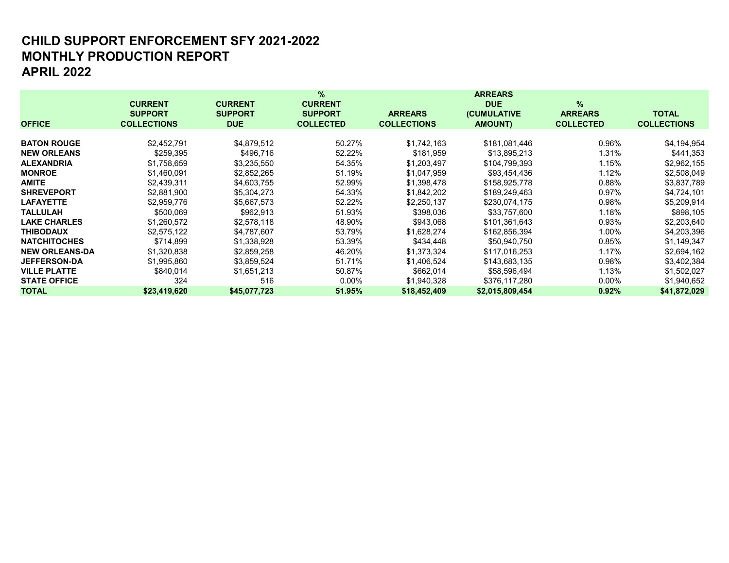# CHILD SUPPORT ENFORCEMENT SFY 2021-2022
# MONTHLY PRODUCTION REPORT
# APRIL 2022

| OFFICE | CURRENT SUPPORT COLLECTIONS | CURRENT SUPPORT DUE | % CURRENT SUPPORT COLLECTED | ARREARS COLLECTIONS | ARREARS DUE (CUMULATIVE AMOUNT) | % ARREARS COLLECTED | TOTAL COLLECTIONS |
|---|---|---|---|---|---|---|---|
| **BATON ROUGE** | $2,452,791 | $4,879,512 | 50.27% | $1,742,163 | $181,081,446 | 0.96% | $4,194,954 |
| **NEW ORLEANS** | $259,395 | $496,716 | 52.22% | $181,959 | $13,895,213 | 1.31% | $441,353 |
| **ALEXANDRIA** | $1,758,659 | $3,235,550 | 54.35% | $1,203,497 | $104,799,393 | 1.15% | $2,962,155 |
| **MONROE** | $1,460,091 | $2,852,265 | 51.19% | $1,047,959 | $93,454,436 | 1.12% | $2,508,049 |
| **AMITE** | $2,439,311 | $4,603,755 | 52.99% | $1,398,478 | $158,925,778 | 0.88% | $3,837,789 |
| **SHREVEPORT** | $2,881,900 | $5,304,273 | 54.33% | $1,842,202 | $189,249,463 | 0.97% | $4,724,101 |
| **LAFAYETTE** | $2,959,776 | $5,667,573 | 52.22% | $2,250,137 | $230,074,175 | 0.98% | $5,209,914 |
| **TALLULAH** | $500,069 | $962,913 | 51.93% | $398,036 | $33,757,600 | 1.18% | $898,105 |
| **LAKE CHARLES** | $1,260,572 | $2,578,118 | 48.90% | $943,068 | $101,361,643 | 0.93% | $2,203,640 |
| **THIBODAUX** | $2,575,122 | $4,787,607 | 53.79% | $1,628,274 | $162,856,394 | 1.00% | $4,203,396 |
| **NATCHITOCHES** | $714,899 | $1,338,928 | 53.39% | $434,448 | $50,940,750 | 0.85% | $1,149,347 |
| **NEW ORLEANS-DA** | $1,320,838 | $2,859,258 | 46.20% | $1,373,324 | $117,016,253 | 1.17% | $2,694,162 |
| **JEFFERSON-DA** | $1,995,860 | $3,859,524 | 51.71% | $1,406,524 | $143,683,135 | 0.98% | $3,402,384 |
| **VILLE PLATTE** | $840,014 | $1,651,213 | 50.87% | $662,014 | $58,596,494 | 1.13% | $1,502,027 |
| **STATE OFFICE** | 324 | 516 | 0.00% | $1,940,328 | $376,117,280 | 0.00% | $1,940,652 |
| **TOTAL** | **$23,419,620** | **$45,077,723** | **51.95%** | **$18,452,409** | **$2,015,809,454** | **0.92%** | **$41,872,029** |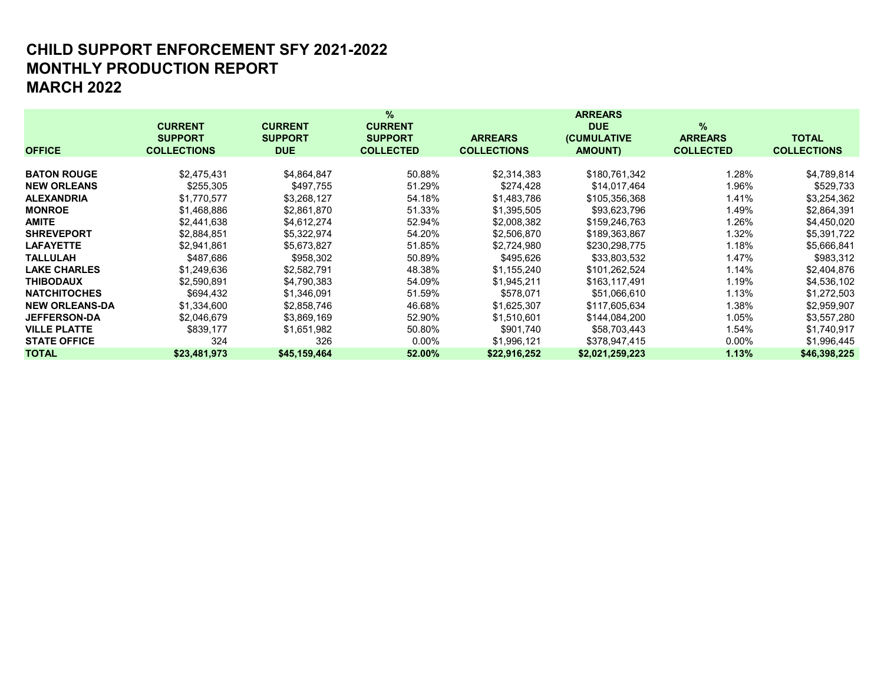# CHILD SUPPORT ENFORCEMENT SFY 2021-2022
# MONTHLY PRODUCTION REPORT
# MARCH 2022

| OFFICE | CURRENT SUPPORT COLLECTIONS | CURRENT SUPPORT DUE | % CURRENT SUPPORT COLLECTED | ARREARS COLLECTIONS | ARREARS DUE (CUMULATIVE AMOUNT) | % ARREARS COLLECTED | TOTAL COLLECTIONS |
|---|---|---|---|---|---|---|---|
| **BATON ROUGE** | $2,475,431 | $4,864,847 | 50.88% | $2,314,383 | $180,761,342 | 1.28% | $4,789,814 |
| **NEW ORLEANS** | $255,305 | $497,755 | 51.29% | $274,428 | $14,017,464 | 1.96% | $529,733 |
| **ALEXANDRIA** | $1,770,577 | $3,268,127 | 54.18% | $1,483,786 | $105,356,368 | 1.41% | $3,254,362 |
| **MONROE** | $1,468,886 | $2,861,870 | 51.33% | $1,395,505 | $93,623,796 | 1.49% | $2,864,391 |
| **AMITE** | $2,441,638 | $4,612,274 | 52.94% | $2,008,382 | $159,246,763 | 1.26% | $4,450,020 |
| **SHREVEPORT** | $2,884,851 | $5,322,974 | 54.20% | $2,506,870 | $189,363,867 | 1.32% | $5,391,722 |
| **LAFAYETTE** | $2,941,861 | $5,673,827 | 51.85% | $2,724,980 | $230,298,775 | 1.18% | $5,666,841 |
| **TALLULAH** | $487,686 | $958,302 | 50.89% | $495,626 | $33,803,532 | 1.47% | $983,312 |
| **LAKE CHARLES** | $1,249,636 | $2,582,791 | 48.38% | $1,155,240 | $101,262,524 | 1.14% | $2,404,876 |
| **THIBODAUX** | $2,590,891 | $4,790,383 | 54.09% | $1,945,211 | $163,117,491 | 1.19% | $4,536,102 |
| **NATCHITOCHES** | $694,432 | $1,346,091 | 51.59% | $578,071 | $51,066,610 | 1.13% | $1,272,503 |
| **NEW ORLEANS-DA** | $1,334,600 | $2,858,746 | 46.68% | $1,625,307 | $117,605,634 | 1.38% | $2,959,907 |
| **JEFFERSON-DA** | $2,046,679 | $3,869,169 | 52.90% | $1,510,601 | $144,084,200 | 1.05% | $3,557,280 |
| **VILLE PLATTE** | $839,177 | $1,651,982 | 50.80% | $901,740 | $58,703,443 | 1.54% | $1,740,917 |
| **STATE OFFICE** | 324 | 326 | 0.00% | $1,996,121 | $378,947,415 | 0.00% | $1,996,445 |
| **TOTAL** | **$23,481,973** | **$45,159,464** | **52.00%** | **$22,916,252** | **$2,021,259,223** | **1.13%** | **$46,398,225** |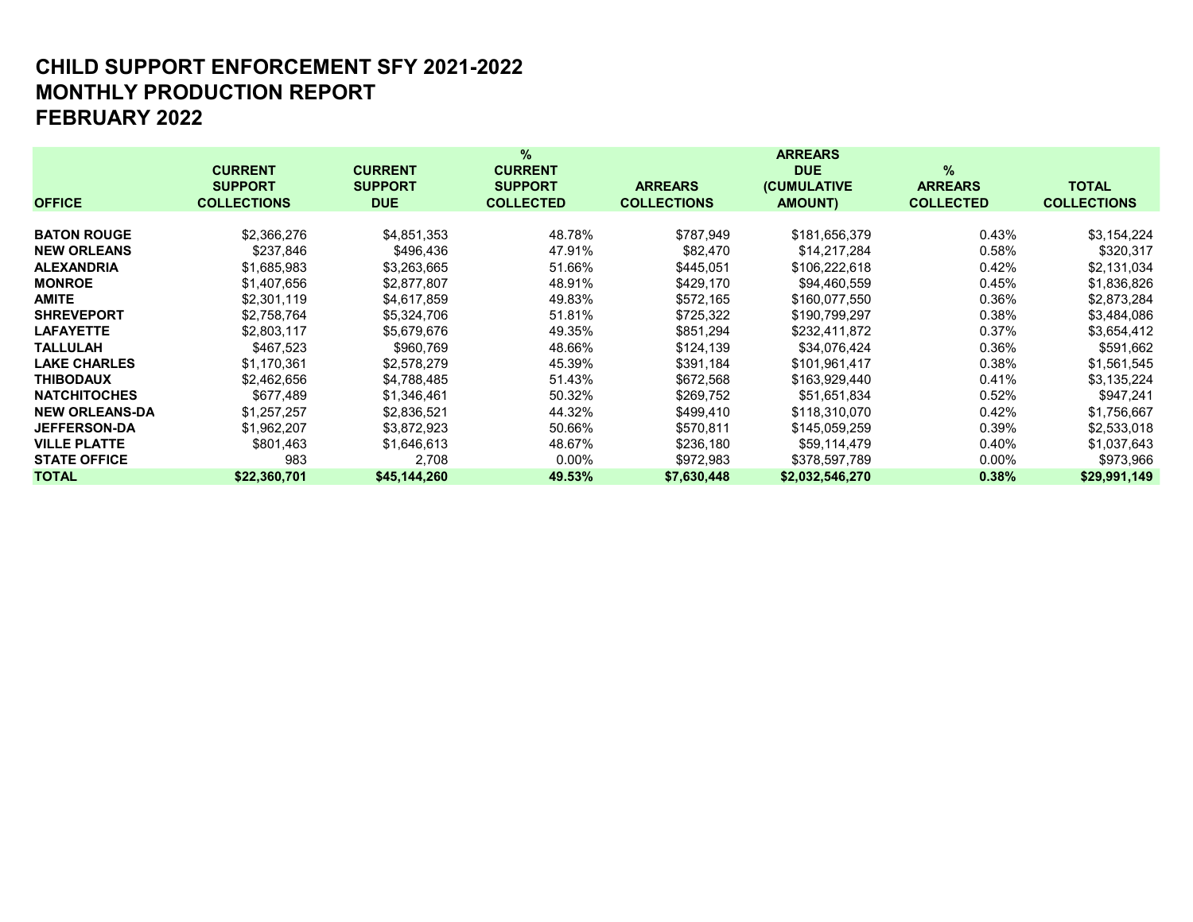# CHILD SUPPORT ENFORCEMENT SFY 2021-2022
# MONTHLY PRODUCTION REPORT
# FEBRUARY 2022

| OFFICE | CURRENT SUPPORT COLLECTIONS | CURRENT SUPPORT DUE | % CURRENT SUPPORT COLLECTED | ARREARS COLLECTIONS | ARREARS DUE (CUMULATIVE AMOUNT) | % ARREARS COLLECTED | TOTAL COLLECTIONS |
|---|---|---|---|---|---|---|---|
| **BATON ROUGE** | $2,366,276 | $4,851,353 | 48.78% | $787,949 | $181,656,379 | 0.43% | $3,154,224 |
| **NEW ORLEANS** | $237,846 | $496,436 | 47.91% | $82,470 | $14,217,284 | 0.58% | $320,317 |
| **ALEXANDRIA** | $1,685,983 | $3,263,665 | 51.66% | $445,051 | $106,222,618 | 0.42% | $2,131,034 |
| **MONROE** | $1,407,656 | $2,877,807 | 48.91% | $429,170 | $94,460,559 | 0.45% | $1,836,826 |
| **AMITE** | $2,301,119 | $4,617,859 | 49.83% | $572,165 | $160,077,550 | 0.36% | $2,873,284 |
| **SHREVEPORT** | $2,758,764 | $5,324,706 | 51.81% | $725,322 | $190,799,297 | 0.38% | $3,484,086 |
| **LAFAYETTE** | $2,803,117 | $5,679,676 | 49.35% | $851,294 | $232,411,872 | 0.37% | $3,654,412 |
| **TALLULAH** | $467,523 | $960,769 | 48.66% | $124,139 | $34,076,424 | 0.36% | $591,662 |
| **LAKE CHARLES** | $1,170,361 | $2,578,279 | 45.39% | $391,184 | $101,961,417 | 0.38% | $1,561,545 |
| **THIBODAUX** | $2,462,656 | $4,788,485 | 51.43% | $672,568 | $163,929,440 | 0.41% | $3,135,224 |
| **NATCHITOCHES** | $677,489 | $1,346,461 | 50.32% | $269,752 | $51,651,834 | 0.52% | $947,241 |
| **NEW ORLEANS-DA** | $1,257,257 | $2,836,521 | 44.32% | $499,410 | $118,310,070 | 0.42% | $1,756,667 |
| **JEFFERSON-DA** | $1,962,207 | $3,872,923 | 50.66% | $570,811 | $145,059,259 | 0.39% | $2,533,018 |
| **VILLE PLATTE** | $801,463 | $1,646,613 | 48.67% | $236,180 | $59,114,479 | 0.40% | $1,037,643 |
| **STATE OFFICE** | 983 | 2,708 | 0.00% | $972,983 | $378,597,789 | 0.00% | $973,966 |
| **TOTAL** | **$22,360,701** | **$45,144,260** | **49.53%** | **$7,630,448** | **$2,032,546,270** | **0.38%** | **$29,991,149** |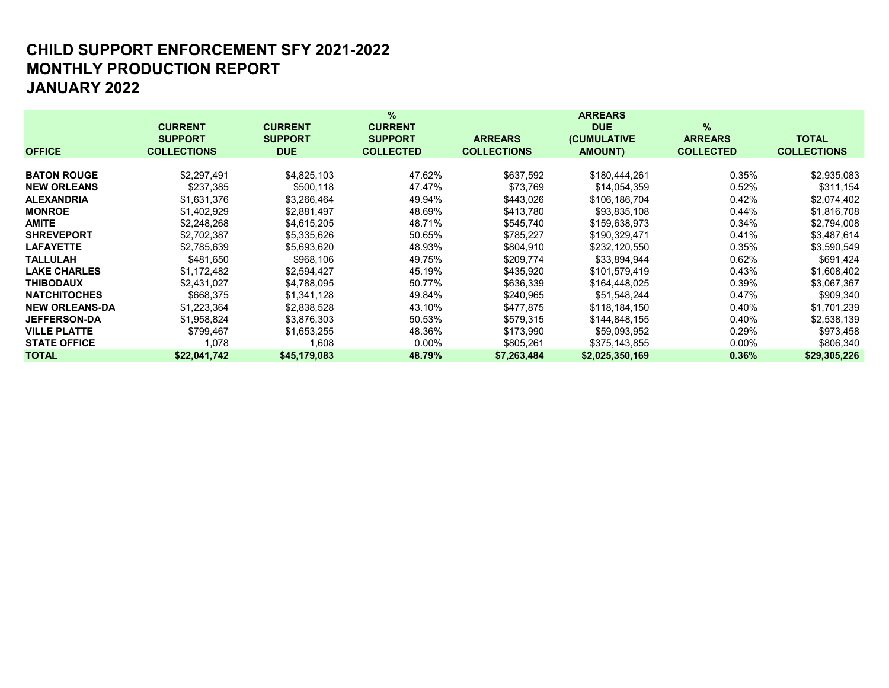# CHILD SUPPORT ENFORCEMENT SFY 2021-2022
# MONTHLY PRODUCTION REPORT
# JANUARY 2022

| OFFICE | CURRENT SUPPORT COLLECTIONS | CURRENT SUPPORT DUE | % CURRENT SUPPORT COLLECTED | ARREARS COLLECTIONS | ARREARS DUE (CUMULATIVE AMOUNT) | % ARREARS COLLECTED | TOTAL COLLECTIONS |
|---|---|---|---|---|---|---|---|
| **BATON ROUGE** | $2,297,491 | $4,825,103 | 47.62% | $637,592 | $180,444,261 | 0.35% | $2,935,083 |
| **NEW ORLEANS** | $237,385 | $500,118 | 47.47% | $73,769 | $14,054,359 | 0.52% | $311,154 |
| **ALEXANDRIA** | $1,631,376 | $3,266,464 | 49.94% | $443,026 | $106,186,704 | 0.42% | $2,074,402 |
| **MONROE** | $1,402,929 | $2,881,497 | 48.69% | $413,780 | $93,835,108 | 0.44% | $1,816,708 |
| **AMITE** | $2,248,268 | $4,615,205 | 48.71% | $545,740 | $159,638,973 | 0.34% | $2,794,008 |
| **SHREVEPORT** | $2,702,387 | $5,335,626 | 50.65% | $785,227 | $190,329,471 | 0.41% | $3,487,614 |
| **LAFAYETTE** | $2,785,639 | $5,693,620 | 48.93% | $804,910 | $232,120,550 | 0.35% | $3,590,549 |
| **TALLULAH** | $481,650 | $968,106 | 49.75% | $209,774 | $33,894,944 | 0.62% | $691,424 |
| **LAKE CHARLES** | $1,172,482 | $2,594,427 | 45.19% | $435,920 | $101,579,419 | 0.43% | $1,608,402 |
| **THIBODAUX** | $2,431,027 | $4,788,095 | 50.77% | $636,339 | $164,448,025 | 0.39% | $3,067,367 |
| **NATCHITOCHES** | $668,375 | $1,341,128 | 49.84% | $240,965 | $51,548,244 | 0.47% | $909,340 |
| **NEW ORLEANS-DA** | $1,223,364 | $2,838,528 | 43.10% | $477,875 | $118,184,150 | 0.40% | $1,701,239 |
| **JEFFERSON-DA** | $1,958,824 | $3,876,303 | 50.53% | $579,315 | $144,848,155 | 0.40% | $2,538,139 |
| **VILLE PLATTE** | $799,467 | $1,653,255 | 48.36% | $173,990 | $59,093,952 | 0.29% | $973,458 |
| **STATE OFFICE** | 1,078 | 1,608 | 0.00% | $805,261 | $375,143,855 | 0.00% | $806,340 |
| **TOTAL** | **$22,041,742** | **$45,179,083** | **48.79%** | **$7,263,484** | **$2,025,350,169** | **0.36%** | **$29,305,226** |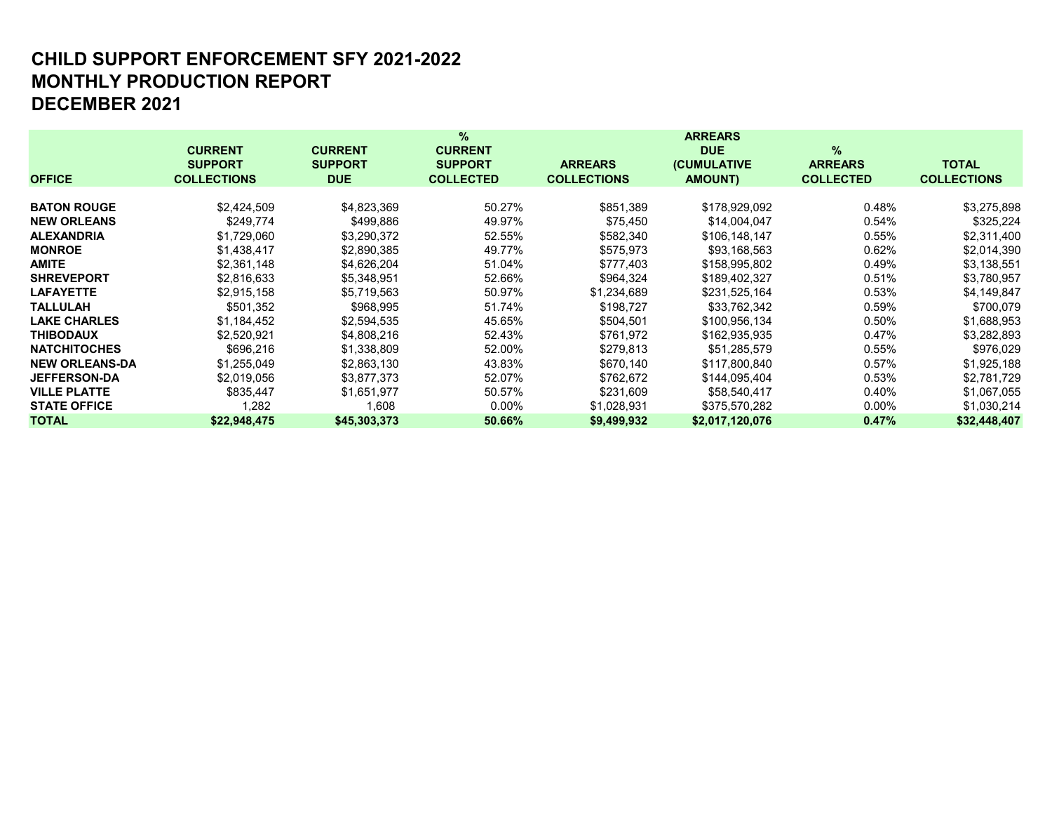# CHILD SUPPORT ENFORCEMENT SFY 2021-2022
# MONTHLY PRODUCTION REPORT
# DECEMBER 2021

| OFFICE | CURRENT SUPPORT COLLECTIONS | CURRENT SUPPORT DUE | % CURRENT SUPPORT COLLECTED | ARREARS COLLECTIONS | ARREARS DUE (CUMULATIVE AMOUNT) | % ARREARS COLLECTED | TOTAL COLLECTIONS |
|---|---|---|---|---|---|---|---|
| **BATON ROUGE** | $2,424,509 | $4,823,369 | 50.27% | $851,389 | $178,929,092 | 0.48% | $3,275,898 |
| **NEW ORLEANS** | $249,774 | $499,886 | 49.97% | $75,450 | $14,004,047 | 0.54% | $325,224 |
| **ALEXANDRIA** | $1,729,060 | $3,290,372 | 52.55% | $582,340 | $106,148,147 | 0.55% | $2,311,400 |
| **MONROE** | $1,438,417 | $2,890,385 | 49.77% | $575,973 | $93,168,563 | 0.62% | $2,014,390 |
| **AMITE** | $2,361,148 | $4,626,204 | 51.04% | $777,403 | $158,995,802 | 0.49% | $3,138,551 |
| **SHREVEPORT** | $2,816,633 | $5,348,951 | 52.66% | $964,324 | $189,402,327 | 0.51% | $3,780,957 |
| **LAFAYETTE** | $2,915,158 | $5,719,563 | 50.97% | $1,234,689 | $231,525,164 | 0.53% | $4,149,847 |
| **TALLULAH** | $501,352 | $968,995 | 51.74% | $198,727 | $33,762,342 | 0.59% | $700,079 |
| **LAKE CHARLES** | $1,184,452 | $2,594,535 | 45.65% | $504,501 | $100,956,134 | 0.50% | $1,688,953 |
| **THIBODAUX** | $2,520,921 | $4,808,216 | 52.43% | $761,972 | $162,935,935 | 0.47% | $3,282,893 |
| **NATCHITOCHES** | $696,216 | $1,338,809 | 52.00% | $279,813 | $51,285,579 | 0.55% | $976,029 |
| **NEW ORLEANS-DA** | $1,255,049 | $2,863,130 | 43.83% | $670,140 | $117,800,840 | 0.57% | $1,925,188 |
| **JEFFERSON-DA** | $2,019,056 | $3,877,373 | 52.07% | $762,672 | $144,095,404 | 0.53% | $2,781,729 |
| **VILLE PLATTE** | $835,447 | $1,651,977 | 50.57% | $231,609 | $58,540,417 | 0.40% | $1,067,055 |
| **STATE OFFICE** | 1,282 | 1,608 | 0.00% | $1,028,931 | $375,570,282 | 0.00% | $1,030,214 |
| **TOTAL** | **$22,948,475** | **$45,303,373** | **50.66%** | **$9,499,932** | **$2,017,120,076** | **0.47%** | **$32,448,407** |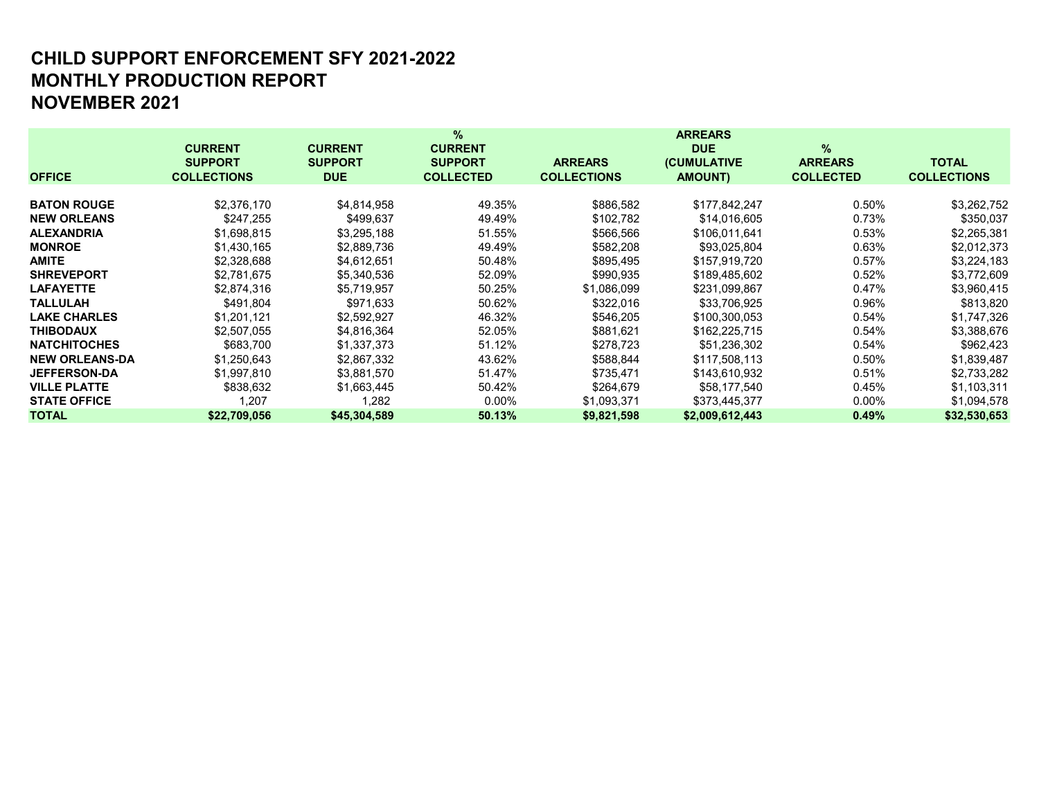# CHILD SUPPORT ENFORCEMENT SFY 2021-2022
# MONTHLY PRODUCTION REPORT
# NOVEMBER 2021

| OFFICE | CURRENT SUPPORT COLLECTIONS | CURRENT SUPPORT DUE | % CURRENT SUPPORT COLLECTED | ARREARS COLLECTIONS | ARREARS DUE (CUMULATIVE AMOUNT) | % ARREARS COLLECTED | TOTAL COLLECTIONS |
|---|---|---|---|---|---|---|---|
| **BATON ROUGE** | $2,376,170 | $4,814,958 | 49.35% | $886,582 | $177,842,247 | 0.50% | $3,262,752 |
| **NEW ORLEANS** | $247,255 | $499,637 | 49.49% | $102,782 | $14,016,605 | 0.73% | $350,037 |
| **ALEXANDRIA** | $1,698,815 | $3,295,188 | 51.55% | $566,566 | $106,011,641 | 0.53% | $2,265,381 |
| **MONROE** | $1,430,165 | $2,889,736 | 49.49% | $582,208 | $93,025,804 | 0.63% | $2,012,373 |
| **AMITE** | $2,328,688 | $4,612,651 | 50.48% | $895,495 | $157,919,720 | 0.57% | $3,224,183 |
| **SHREVEPORT** | $2,781,675 | $5,340,536 | 52.09% | $990,935 | $189,485,602 | 0.52% | $3,772,609 |
| **LAFAYETTE** | $2,874,316 | $5,719,957 | 50.25% | $1,086,099 | $231,099,867 | 0.47% | $3,960,415 |
| **TALLULAH** | $491,804 | $971,633 | 50.62% | $322,016 | $33,706,925 | 0.96% | $813,820 |
| **LAKE CHARLES** | $1,201,121 | $2,592,927 | 46.32% | $546,205 | $100,300,053 | 0.54% | $1,747,326 |
| **THIBODAUX** | $2,507,055 | $4,816,364 | 52.05% | $881,621 | $162,225,715 | 0.54% | $3,388,676 |
| **NATCHITOCHES** | $683,700 | $1,337,373 | 51.12% | $278,723 | $51,236,302 | 0.54% | $962,423 |
| **NEW ORLEANS-DA** | $1,250,643 | $2,867,332 | 43.62% | $588,844 | $117,508,113 | 0.50% | $1,839,487 |
| **JEFFERSON-DA** | $1,997,810 | $3,881,570 | 51.47% | $735,471 | $143,610,932 | 0.51% | $2,733,282 |
| **VILLE PLATTE** | $838,632 | $1,663,445 | 50.42% | $264,679 | $58,177,540 | 0.45% | $1,103,311 |
| **STATE OFFICE** | 1,207 | 1,282 | 0.00% | $1,093,371 | $373,445,377 | 0.00% | $1,094,578 |
| **TOTAL** | **$22,709,056** | **$45,304,589** | **50.13%** | **$9,821,598** | **$2,009,612,443** | **0.49%** | **$32,530,653** |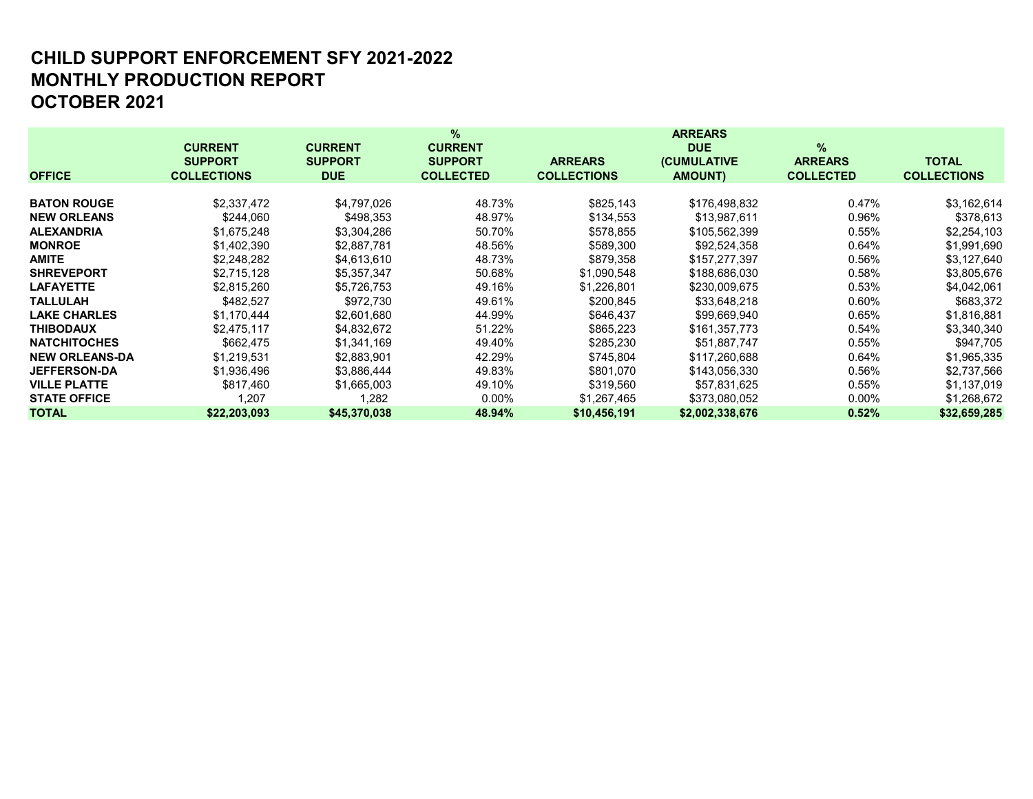# CHILD SUPPORT ENFORCEMENT SFY 2021-2022
# MONTHLY PRODUCTION REPORT
# OCTOBER 2021

| OFFICE | CURRENT SUPPORT COLLECTIONS | CURRENT SUPPORT DUE | % CURRENT SUPPORT COLLECTED | ARREARS COLLECTIONS | ARREARS DUE (CUMULATIVE AMOUNT) | % ARREARS COLLECTED | TOTAL COLLECTIONS |
|---|---|---|---|---|---|---|---|
| **BATON ROUGE** | $2,337,472 | $4,797,026 | 48.73% | $825,143 | $176,498,832 | 0.47% | $3,162,614 |
| **NEW ORLEANS** | $244,060 | $498,353 | 48.97% | $134,553 | $13,987,611 | 0.96% | $378,613 |
| **ALEXANDRIA** | $1,675,248 | $3,304,286 | 50.70% | $578,855 | $105,562,399 | 0.55% | $2,254,103 |
| **MONROE** | $1,402,390 | $2,887,781 | 48.56% | $589,300 | $92,524,358 | 0.64% | $1,991,690 |
| **AMITE** | $2,248,282 | $4,613,610 | 48.73% | $879,358 | $157,277,397 | 0.56% | $3,127,640 |
| **SHREVEPORT** | $2,715,128 | $5,357,347 | 50.68% | $1,090,548 | $188,686,030 | 0.58% | $3,805,676 |
| **LAFAYETTE** | $2,815,260 | $5,726,753 | 49.16% | $1,226,801 | $230,009,675 | 0.53% | $4,042,061 |
| **TALLULAH** | $482,527 | $972,730 | 49.61% | $200,845 | $33,648,218 | 0.60% | $683,372 |
| **LAKE CHARLES** | $1,170,444 | $2,601,680 | 44.99% | $646,437 | $99,669,940 | 0.65% | $1,816,881 |
| **THIBODAUX** | $2,475,117 | $4,832,672 | 51.22% | $865,223 | $161,357,773 | 0.54% | $3,340,340 |
| **NATCHITOCHES** | $662,475 | $1,341,169 | 49.40% | $285,230 | $51,887,747 | 0.55% | $947,705 |
| **NEW ORLEANS-DA** | $1,219,531 | $2,883,901 | 42.29% | $745,804 | $117,260,688 | 0.64% | $1,965,335 |
| **JEFFERSON-DA** | $1,936,496 | $3,886,444 | 49.83% | $801,070 | $143,056,330 | 0.56% | $2,737,566 |
| **VILLE PLATTE** | $817,460 | $1,665,003 | 49.10% | $319,560 | $57,831,625 | 0.55% | $1,137,019 |
| **STATE OFFICE** | 1,207 | 1,282 | 0.00% | $1,267,465 | $373,080,052 | 0.00% | $1,268,672 |
| **TOTAL** | **$22,203,093** | **$45,370,038** | **48.94%** | **$10,456,191** | **$2,002,338,676** | **0.52%** | **$32,659,285** |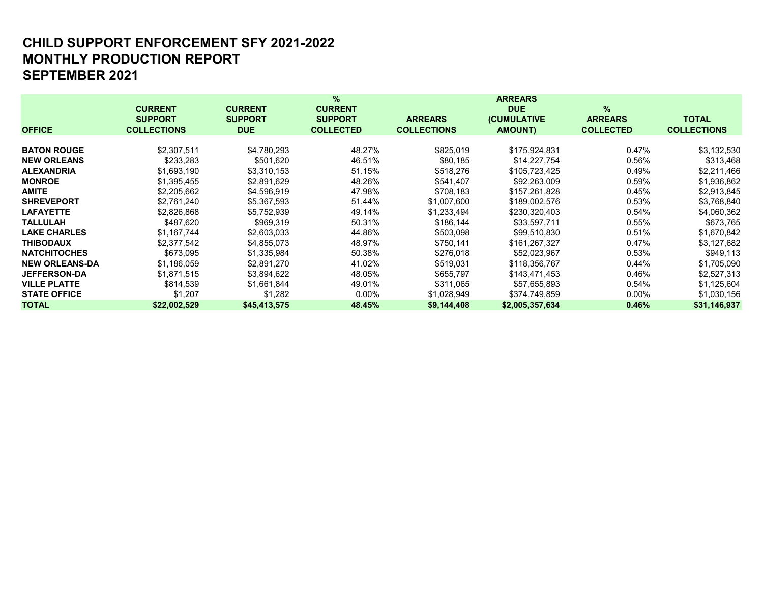# CHILD SUPPORT ENFORCEMENT SFY 2021-2022
# MONTHLY PRODUCTION REPORT
# SEPTEMBER 2021

| OFFICE | CURRENT SUPPORT COLLECTIONS | CURRENT SUPPORT DUE | % CURRENT SUPPORT COLLECTED | ARREARS COLLECTIONS | ARREARS DUE (CUMULATIVE AMOUNT) | % ARREARS COLLECTED | TOTAL COLLECTIONS |
|---|---|---|---|---|---|---|---|
| **BATON ROUGE** | $2,307,511 | $4,780,293 | 48.27% | $825,019 | $175,924,831 | 0.47% | $3,132,530 |
| **NEW ORLEANS** | $233,283 | $501,620 | 46.51% | $80,185 | $14,227,754 | 0.56% | $313,468 |
| **ALEXANDRIA** | $1,693,190 | $3,310,153 | 51.15% | $518,276 | $105,723,425 | 0.49% | $2,211,466 |
| **MONROE** | $1,395,455 | $2,891,629 | 48.26% | $541,407 | $92,263,009 | 0.59% | $1,936,862 |
| **AMITE** | $2,205,662 | $4,596,919 | 47.98% | $708,183 | $157,261,828 | 0.45% | $2,913,845 |
| **SHREVEPORT** | $2,761,240 | $5,367,593 | 51.44% | $1,007,600 | $189,002,576 | 0.53% | $3,768,840 |
| **LAFAYETTE** | $2,826,868 | $5,752,939 | 49.14% | $1,233,494 | $230,320,403 | 0.54% | $4,060,362 |
| **TALLULAH** | $487,620 | $969,319 | 50.31% | $186,144 | $33,597,711 | 0.55% | $673,765 |
| **LAKE CHARLES** | $1,167,744 | $2,603,033 | 44.86% | $503,098 | $99,510,830 | 0.51% | $1,670,842 |
| **THIBODAUX** | $2,377,542 | $4,855,073 | 48.97% | $750,141 | $161,267,327 | 0.47% | $3,127,682 |
| **NATCHITOCHES** | $673,095 | $1,335,984 | 50.38% | $276,018 | $52,023,967 | 0.53% | $949,113 |
| **NEW ORLEANS-DA** | $1,186,059 | $2,891,270 | 41.02% | $519,031 | $118,356,767 | 0.44% | $1,705,090 |
| **JEFFERSON-DA** | $1,871,515 | $3,894,622 | 48.05% | $655,797 | $143,471,453 | 0.46% | $2,527,313 |
| **VILLE PLATTE** | $814,539 | $1,661,844 | 49.01% | $311,065 | $57,655,893 | 0.54% | $1,125,604 |
| **STATE OFFICE** | $1,207 | $1,282 | 0.00% | $1,028,949 | $374,749,859 | 0.00% | $1,030,156 |
| **TOTAL** | **$22,002,529** | **$45,413,575** | **48.45%** | **$9,144,408** | **$2,005,357,634** | **0.46%** | **$31,146,937** |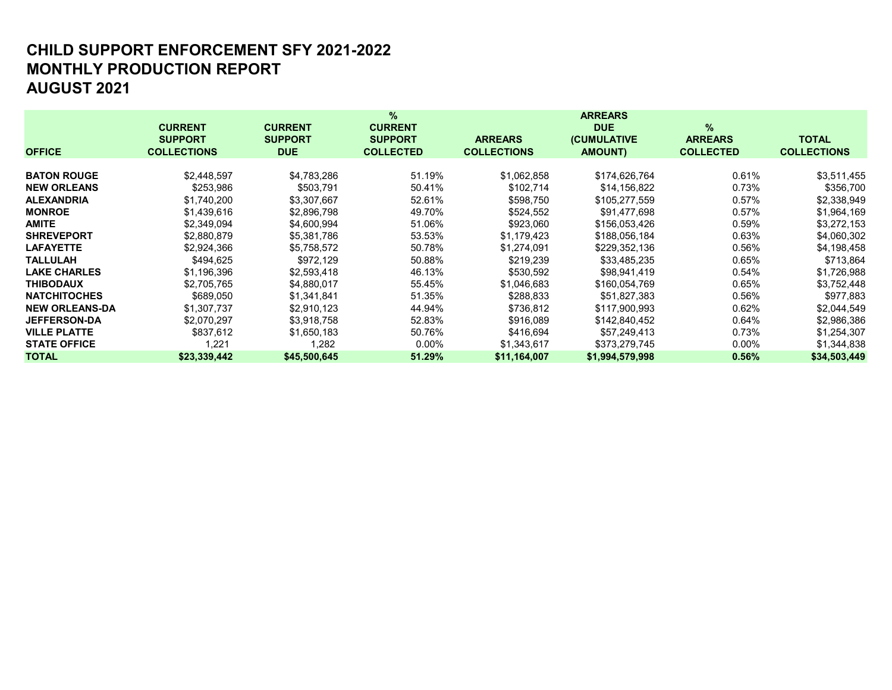# CHILD SUPPORT ENFORCEMENT SFY 2021-2022
# MONTHLY PRODUCTION REPORT
# AUGUST 2021

| OFFICE | CURRENT SUPPORT COLLECTIONS | CURRENT SUPPORT DUE | % CURRENT SUPPORT COLLECTED | ARREARS COLLECTIONS | ARREARS DUE (CUMULATIVE AMOUNT) | % ARREARS COLLECTED | TOTAL COLLECTIONS |
|---|---|---|---|---|---|---|---|
| **BATON ROUGE** | $2,448,597 | $4,783,286 | 51.19% | $1,062,858 | $174,626,764 | 0.61% | $3,511,455 |
| **NEW ORLEANS** | $253,986 | $503,791 | 50.41% | $102,714 | $14,156,822 | 0.73% | $356,700 |
| **ALEXANDRIA** | $1,740,200 | $3,307,667 | 52.61% | $598,750 | $105,277,559 | 0.57% | $2,338,949 |
| **MONROE** | $1,439,616 | $2,896,798 | 49.70% | $524,552 | $91,477,698 | 0.57% | $1,964,169 |
| **AMITE** | $2,349,094 | $4,600,994 | 51.06% | $923,060 | $156,053,426 | 0.59% | $3,272,153 |
| **SHREVEPORT** | $2,880,879 | $5,381,786 | 53.53% | $1,179,423 | $188,056,184 | 0.63% | $4,060,302 |
| **LAFAYETTE** | $2,924,366 | $5,758,572 | 50.78% | $1,274,091 | $229,352,136 | 0.56% | $4,198,458 |
| **TALLULAH** | $494,625 | $972,129 | 50.88% | $219,239 | $33,485,235 | 0.65% | $713,864 |
| **LAKE CHARLES** | $1,196,396 | $2,593,418 | 46.13% | $530,592 | $98,941,419 | 0.54% | $1,726,988 |
| **THIBODAUX** | $2,705,765 | $4,880,017 | 55.45% | $1,046,683 | $160,054,769 | 0.65% | $3,752,448 |
| **NATCHITOCHES** | $689,050 | $1,341,841 | 51.35% | $288,833 | $51,827,383 | 0.56% | $977,883 |
| **NEW ORLEANS-DA** | $1,307,737 | $2,910,123 | 44.94% | $736,812 | $117,900,993 | 0.62% | $2,044,549 |
| **JEFFERSON-DA** | $2,070,297 | $3,918,758 | 52.83% | $916,089 | $142,840,452 | 0.64% | $2,986,386 |
| **VILLE PLATTE** | $837,612 | $1,650,183 | 50.76% | $416,694 | $57,249,413 | 0.73% | $1,254,307 |
| **STATE OFFICE** | 1,221 | 1,282 | 0.00% | $1,343,617 | $373,279,745 | 0.00% | $1,344,838 |
| **TOTAL** | **$23,339,442** | **$45,500,645** | **51.29%** | **$11,164,007** | **$1,994,579,998** | **0.56%** | **$34,503,449** |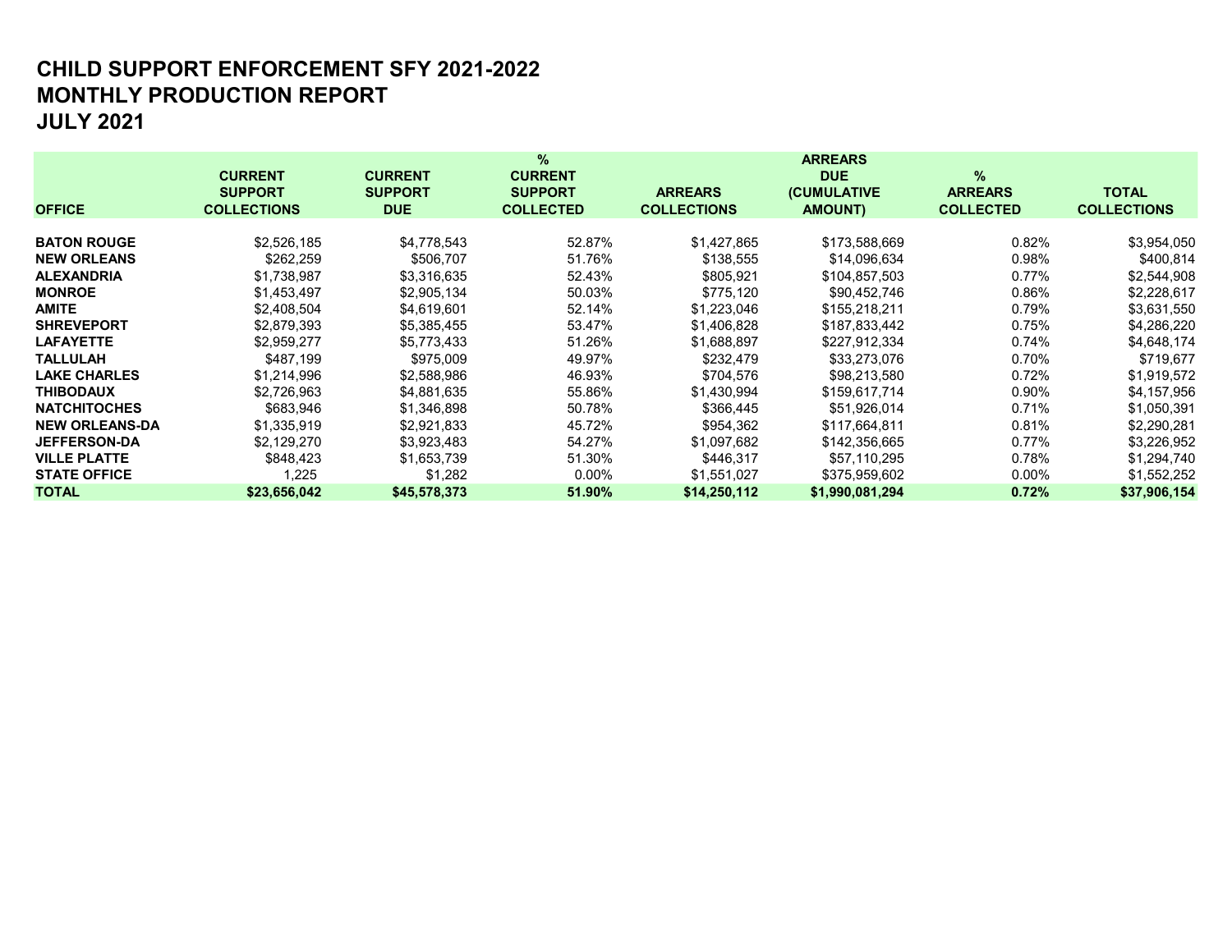# CHILD SUPPORT ENFORCEMENT SFY 2021-2022
# MONTHLY PRODUCTION REPORT
# JULY 2021

| OFFICE | CURRENT SUPPORT COLLECTIONS | CURRENT SUPPORT DUE | % CURRENT SUPPORT COLLECTED | ARREARS COLLECTIONS | ARREARS DUE (CUMULATIVE AMOUNT) | % ARREARS COLLECTED | TOTAL COLLECTIONS |
|---|---|---|---|---|---|---|---|
| **BATON ROUGE** | $2,526,185 | $4,778,543 | 52.87% | $1,427,865 | $173,588,669 | 0.82% | $3,954,050 |
| **NEW ORLEANS** | $262,259 | $506,707 | 51.76% | $138,555 | $14,096,634 | 0.98% | $400,814 |
| **ALEXANDRIA** | $1,738,987 | $3,316,635 | 52.43% | $805,921 | $104,857,503 | 0.77% | $2,544,908 |
| **MONROE** | $1,453,497 | $2,905,134 | 50.03% | $775,120 | $90,452,746 | 0.86% | $2,228,617 |
| **AMITE** | $2,408,504 | $4,619,601 | 52.14% | $1,223,046 | $155,218,211 | 0.79% | $3,631,550 |
| **SHREVEPORT** | $2,879,393 | $5,385,455 | 53.47% | $1,406,828 | $187,833,442 | 0.75% | $4,286,220 |
| **LAFAYETTE** | $2,959,277 | $5,773,433 | 51.26% | $1,688,897 | $227,912,334 | 0.74% | $4,648,174 |
| **TALLULAH** | $487,199 | $975,009 | 49.97% | $232,479 | $33,273,076 | 0.70% | $719,677 |
| **LAKE CHARLES** | $1,214,996 | $2,588,986 | 46.93% | $704,576 | $98,213,580 | 0.72% | $1,919,572 |
| **THIBODAUX** | $2,726,963 | $4,881,635 | 55.86% | $1,430,994 | $159,617,714 | 0.90% | $4,157,956 |
| **NATCHITOCHES** | $683,946 | $1,346,898 | 50.78% | $366,445 | $51,926,014 | 0.71% | $1,050,391 |
| **NEW ORLEANS-DA** | $1,335,919 | $2,921,833 | 45.72% | $954,362 | $117,664,811 | 0.81% | $2,290,281 |
| **JEFFERSON-DA** | $2,129,270 | $3,923,483 | 54.27% | $1,097,682 | $142,356,665 | 0.77% | $3,226,952 |
| **VILLE PLATTE** | $848,423 | $1,653,739 | 51.30% | $446,317 | $57,110,295 | 0.78% | $1,294,740 |
| **STATE OFFICE** | 1,225 | $1,282 | 0.00% | $1,551,027 | $375,959,602 | 0.00% | $1,552,252 |
| **TOTAL** | **$23,656,042** | **$45,578,373** | **51.90%** | **$14,250,112** | **$1,990,081,294** | **0.72%** | **$37,906,154** |